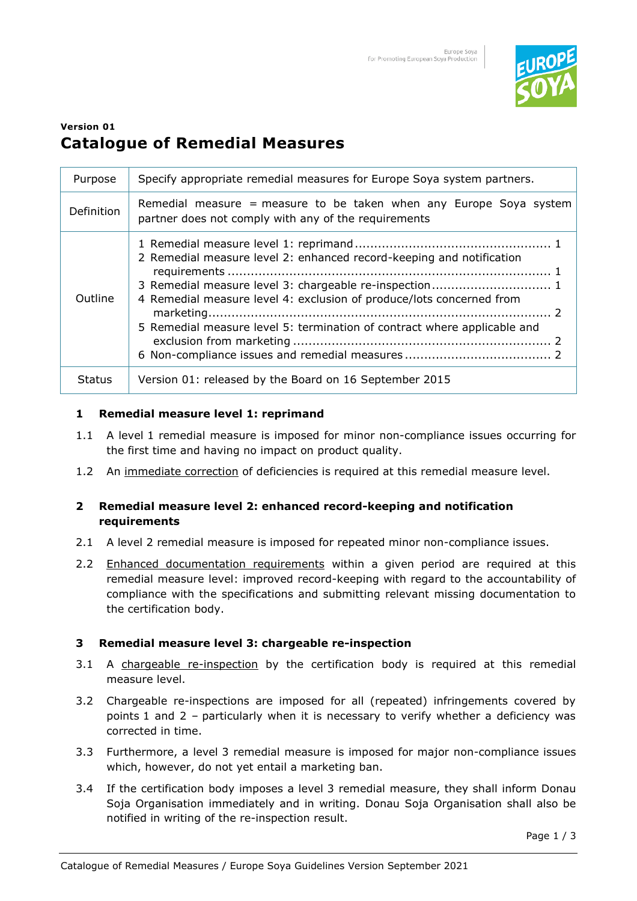**Version 01**

# Catalogue of Remedial Measures

| Purpose | Specify appropriate remedial measures for Europe Soya system partners. |
|---|---|
| Definition | Remedial measure = measure to be taken when any Europe Soya system partner does not comply with any of the requirements |
| Outline | 1 Remedial measure level 1: reprimand ... 1<br>2 Remedial measure level 2: enhanced record-keeping and notification requirements ... 1<br>3 Remedial measure level 3: chargeable re-inspection ... 1<br>4 Remedial measure level 4: exclusion of produce/lots concerned from marketing ... 2<br>5 Remedial measure level 5: termination of contract where applicable and exclusion from marketing ... 2<br>6 Non-compliance issues and remedial measures ... 2 |
| Status | Version 01: released by the Board on 16 September 2015 |

## 1 Remedial measure level 1: reprimand

1.1 A level 1 remedial measure is imposed for minor non-compliance issues occurring for the first time and having no impact on product quality.

1.2 An immediate correction of deficiencies is required at this remedial measure level.

## 2 Remedial measure level 2: enhanced record-keeping and notification requirements

2.1 A level 2 remedial measure is imposed for repeated minor non-compliance issues.

2.2 Enhanced documentation requirements within a given period are required at this remedial measure level: improved record-keeping with regard to the accountability of compliance with the specifications and submitting relevant missing documentation to the certification body.

## 3 Remedial measure level 3: chargeable re-inspection

3.1 A chargeable re-inspection by the certification body is required at this remedial measure level.

3.2 Chargeable re-inspections are imposed for all (repeated) infringements covered by points 1 and 2 – particularly when it is necessary to verify whether a deficiency was corrected in time.

3.3 Furthermore, a level 3 remedial measure is imposed for major non-compliance issues which, however, do not yet entail a marketing ban.

3.4 If the certification body imposes a level 3 remedial measure, they shall inform Donau Soja Organisation immediately and in writing. Donau Soja Organisation shall also be notified in writing of the re-inspection result.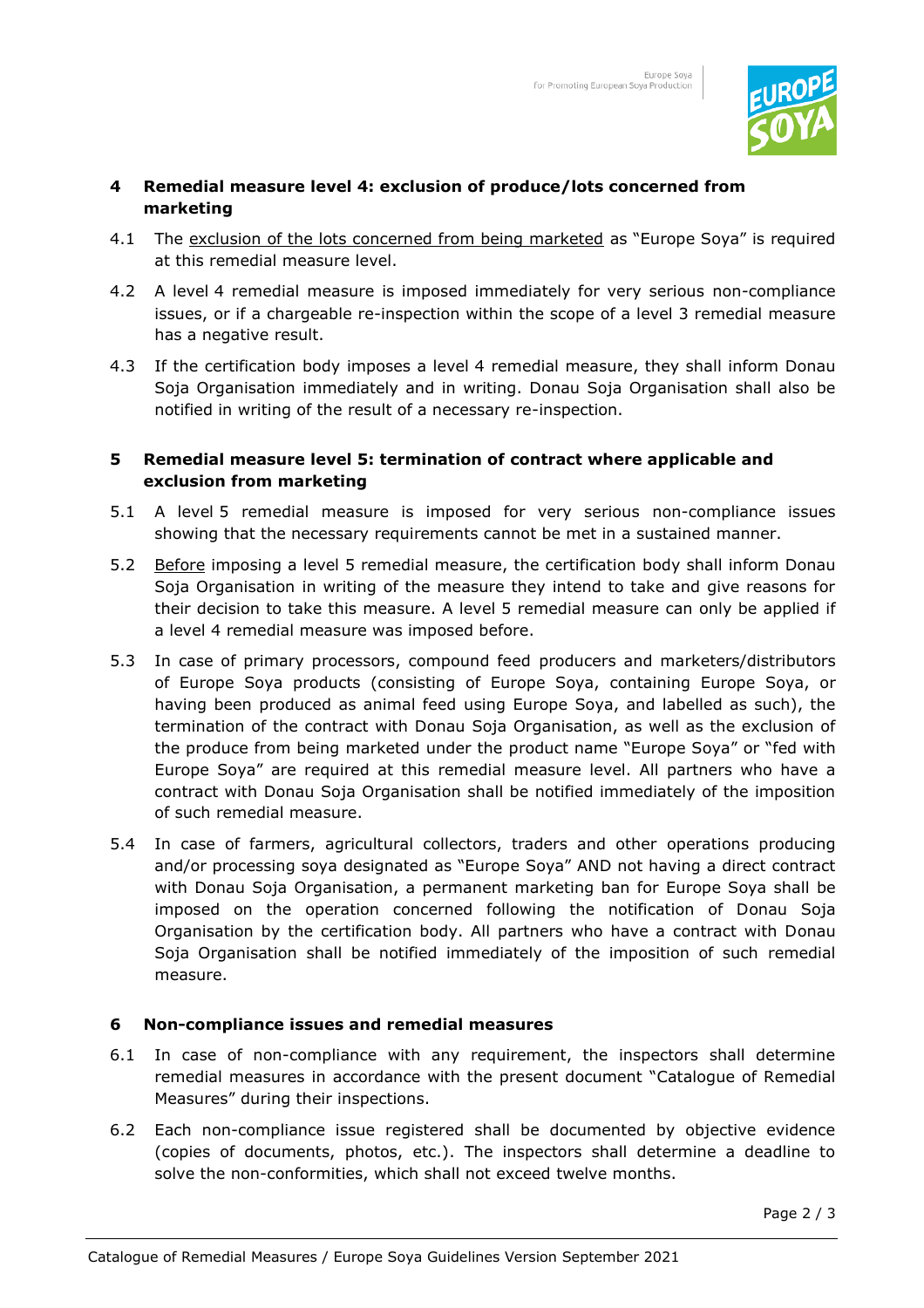## 4 Remedial measure level 4: exclusion of produce/lots concerned from marketing

4.1 The <u>exclusion of the lots concerned from being marketed</u> as "Europe Soya" is required at this remedial measure level.

4.2 A level 4 remedial measure is imposed immediately for very serious non-compliance issues, or if a chargeable re-inspection within the scope of a level 3 remedial measure has a negative result.

4.3 If the certification body imposes a level 4 remedial measure, they shall inform Donau Soja Organisation immediately and in writing. Donau Soja Organisation shall also be notified in writing of the result of a necessary re-inspection.

## 5 Remedial measure level 5: termination of contract where applicable and exclusion from marketing

5.1 A level 5 remedial measure is imposed for very serious non-compliance issues showing that the necessary requirements cannot be met in a sustained manner.

5.2 <u>Before</u> imposing a level 5 remedial measure, the certification body shall inform Donau Soja Organisation in writing of the measure they intend to take and give reasons for their decision to take this measure. A level 5 remedial measure can only be applied if a level 4 remedial measure was imposed before.

5.3 In case of primary processors, compound feed producers and marketers/distributors of Europe Soya products (consisting of Europe Soya, containing Europe Soya, or having been produced as animal feed using Europe Soya, and labelled as such), the termination of the contract with Donau Soja Organisation, as well as the exclusion of the produce from being marketed under the product name "Europe Soya" or "fed with Europe Soya" are required at this remedial measure level. All partners who have a contract with Donau Soja Organisation shall be notified immediately of the imposition of such remedial measure.

5.4 In case of farmers, agricultural collectors, traders and other operations producing and/or processing soya designated as "Europe Soya" AND not having a direct contract with Donau Soja Organisation, a permanent marketing ban for Europe Soya shall be imposed on the operation concerned following the notification of Donau Soja Organisation by the certification body. All partners who have a contract with Donau Soja Organisation shall be notified immediately of the imposition of such remedial measure.

## 6 Non-compliance issues and remedial measures

6.1 In case of non-compliance with any requirement, the inspectors shall determine remedial measures in accordance with the present document "Catalogue of Remedial Measures" during their inspections.

6.2 Each non-compliance issue registered shall be documented by objective evidence (copies of documents, photos, etc.). The inspectors shall determine a deadline to solve the non-conformities, which shall not exceed twelve months.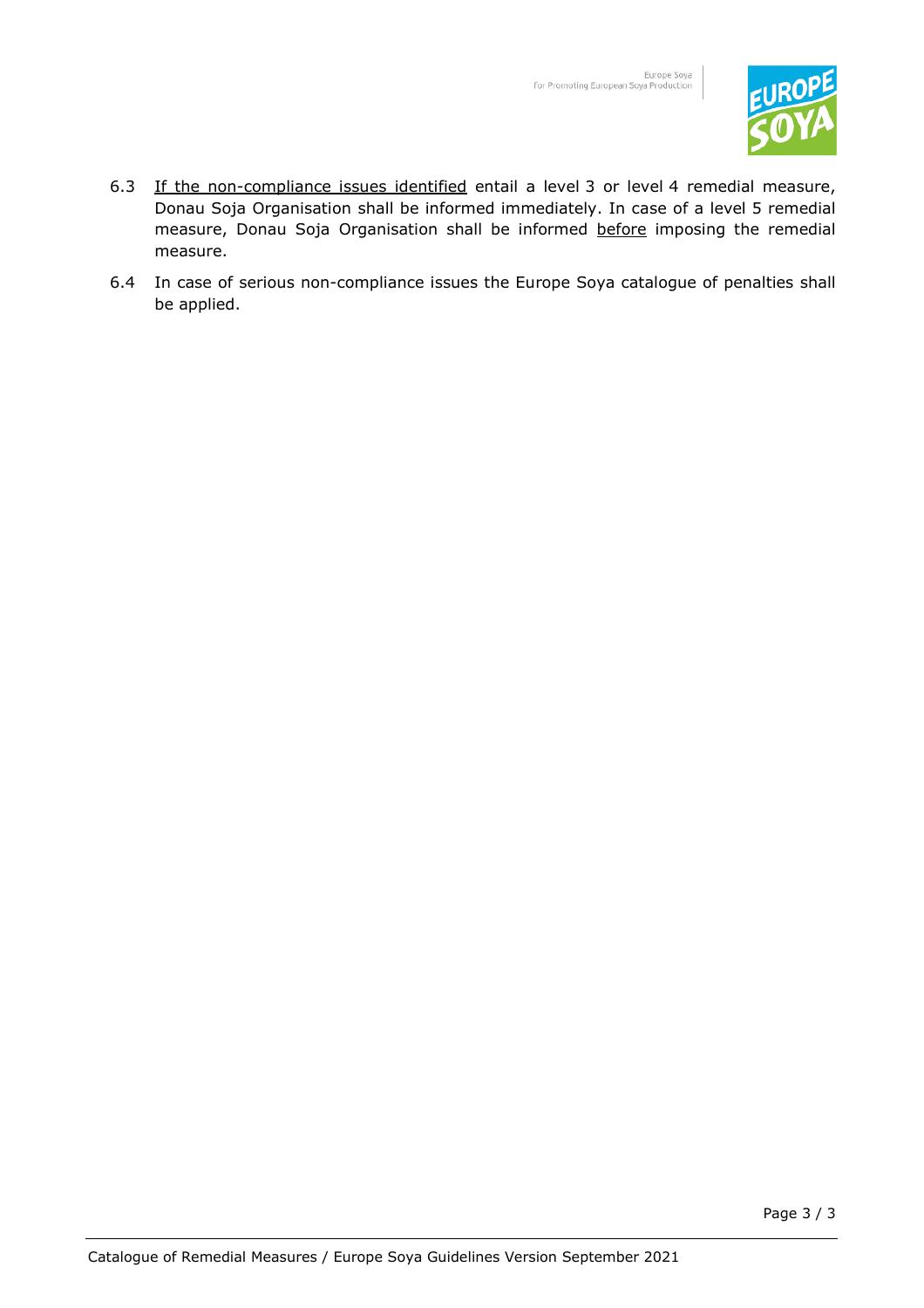6.3 <u>If the non-compliance issues identified</u> entail a level 3 or level 4 remedial measure, Donau Soja Organisation shall be informed immediately. In case of a level 5 remedial measure, Donau Soja Organisation shall be informed <u>before</u> imposing the remedial measure.

6.4 In case of serious non-compliance issues the Europe Soya catalogue of penalties shall be applied.